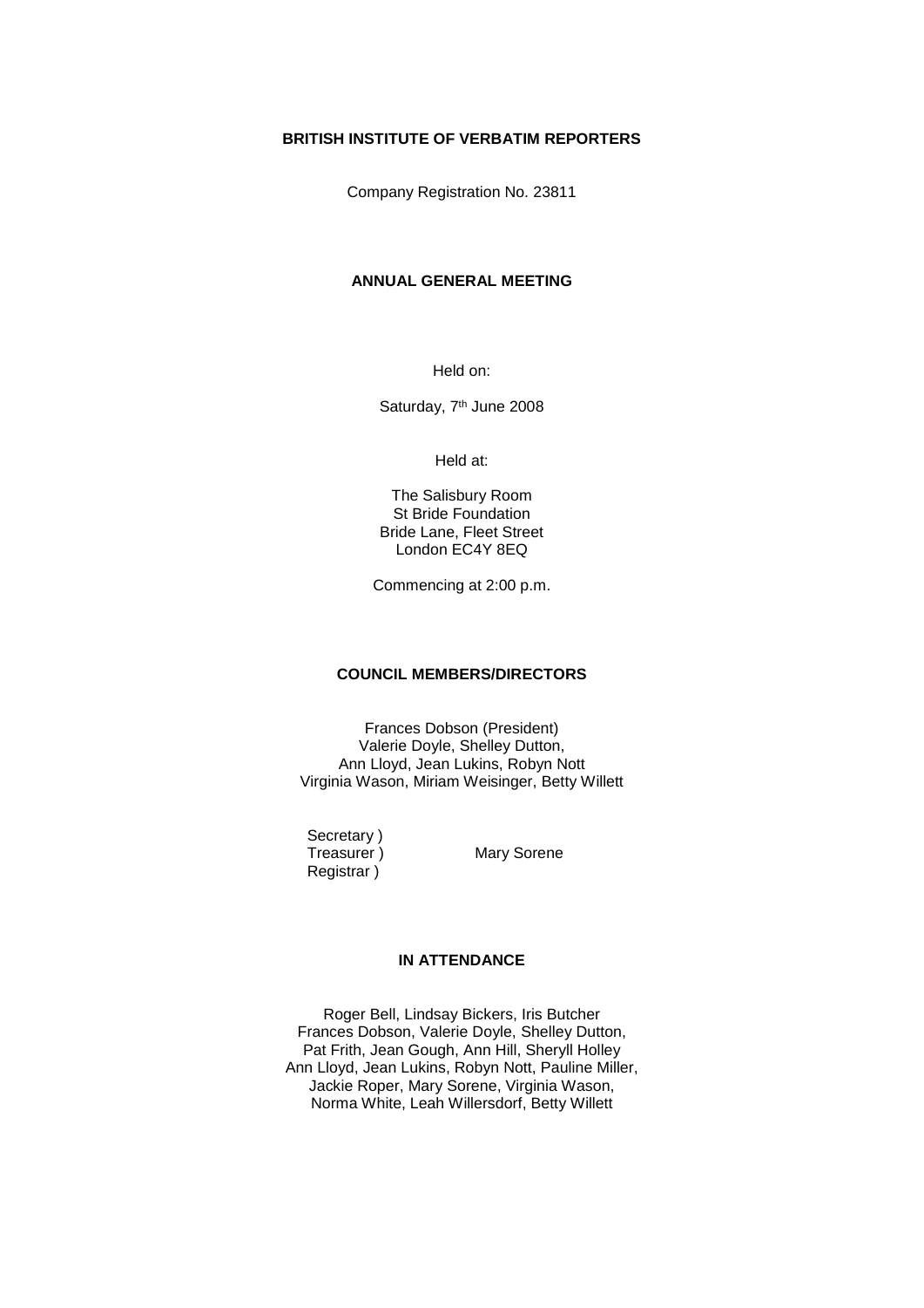**BRITISH INSTITUTE OF VERBATIM REPORTERS**

Company Registration No. 23811

**ANNUAL GENERAL MEETING**

Held on:

Saturday, 7th June 2008

Held at:

The Salisbury Room
St Bride Foundation
Bride Lane, Fleet Street
London EC4Y 8EQ

Commencing at 2:00 p.m.

**COUNCIL MEMBERS/DIRECTORS**

Frances Dobson (President)
Valerie Doyle, Shelley Dutton,
Ann Lloyd, Jean Lukins, Robyn Nott
Virginia Wason, Miriam Weisinger, Betty Willett

Secretary )
Treasurer ) Mary Sorene
Registrar )

**IN ATTENDANCE**

Roger Bell, Lindsay Bickers, Iris Butcher
Frances Dobson, Valerie Doyle, Shelley Dutton,
Pat Frith, Jean Gough, Ann Hill, Sheryll Holley
Ann Lloyd, Jean Lukins, Robyn Nott, Pauline Miller,
Jackie Roper, Mary Sorene, Virginia Wason,
Norma White, Leah Willersdorf, Betty Willett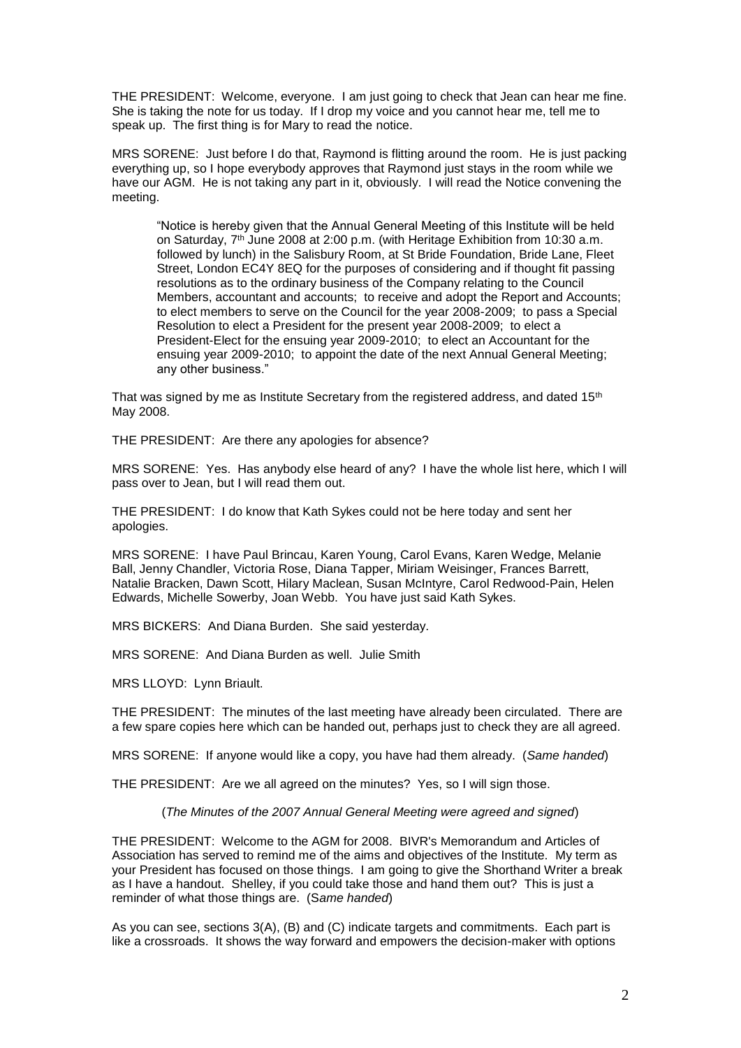THE PRESIDENT: Welcome, everyone. I am just going to check that Jean can hear me fine. She is taking the note for us today. If I drop my voice and you cannot hear me, tell me to speak up. The first thing is for Mary to read the notice.

MRS SORENE: Just before I do that, Raymond is flitting around the room. He is just packing everything up, so I hope everybody approves that Raymond just stays in the room while we have our AGM. He is not taking any part in it, obviously. I will read the Notice convening the meeting.

> "Notice is hereby given that the Annual General Meeting of this Institute will be held on Saturday, 7th June 2008 at 2:00 p.m. (with Heritage Exhibition from 10:30 a.m. followed by lunch) in the Salisbury Room, at St Bride Foundation, Bride Lane, Fleet Street, London EC4Y 8EQ for the purposes of considering and if thought fit passing resolutions as to the ordinary business of the Company relating to the Council Members, accountant and accounts; to receive and adopt the Report and Accounts; to elect members to serve on the Council for the year 2008-2009; to pass a Special Resolution to elect a President for the present year 2008-2009; to elect a President-Elect for the ensuing year 2009-2010; to elect an Accountant for the ensuing year 2009-2010; to appoint the date of the next Annual General Meeting; any other business."

That was signed by me as Institute Secretary from the registered address, and dated 15th May 2008.

THE PRESIDENT: Are there any apologies for absence?

MRS SORENE: Yes. Has anybody else heard of any? I have the whole list here, which I will pass over to Jean, but I will read them out.

THE PRESIDENT: I do know that Kath Sykes could not be here today and sent her apologies.

MRS SORENE: I have Paul Brincau, Karen Young, Carol Evans, Karen Wedge, Melanie Ball, Jenny Chandler, Victoria Rose, Diana Tapper, Miriam Weisinger, Frances Barrett, Natalie Bracken, Dawn Scott, Hilary Maclean, Susan McIntyre, Carol Redwood-Pain, Helen Edwards, Michelle Sowerby, Joan Webb. You have just said Kath Sykes.

MRS BICKERS: And Diana Burden. She said yesterday.

MRS SORENE: And Diana Burden as well. Julie Smith

MRS LLOYD: Lynn Briault.

THE PRESIDENT: The minutes of the last meeting have already been circulated. There are a few spare copies here which can be handed out, perhaps just to check they are all agreed.

MRS SORENE: If anyone would like a copy, you have had them already. (*Same handed*)

THE PRESIDENT: Are we all agreed on the minutes? Yes, so I will sign those.

(*The Minutes of the 2007 Annual General Meeting were agreed and signed*)

THE PRESIDENT: Welcome to the AGM for 2008. BIVR's Memorandum and Articles of Association has served to remind me of the aims and objectives of the Institute. My term as your President has focused on those things. I am going to give the Shorthand Writer a break as I have a handout. Shelley, if you could take those and hand them out? This is just a reminder of what those things are. (*Same handed*)

As you can see, sections 3(A), (B) and (C) indicate targets and commitments. Each part is like a crossroads. It shows the way forward and empowers the decision-maker with options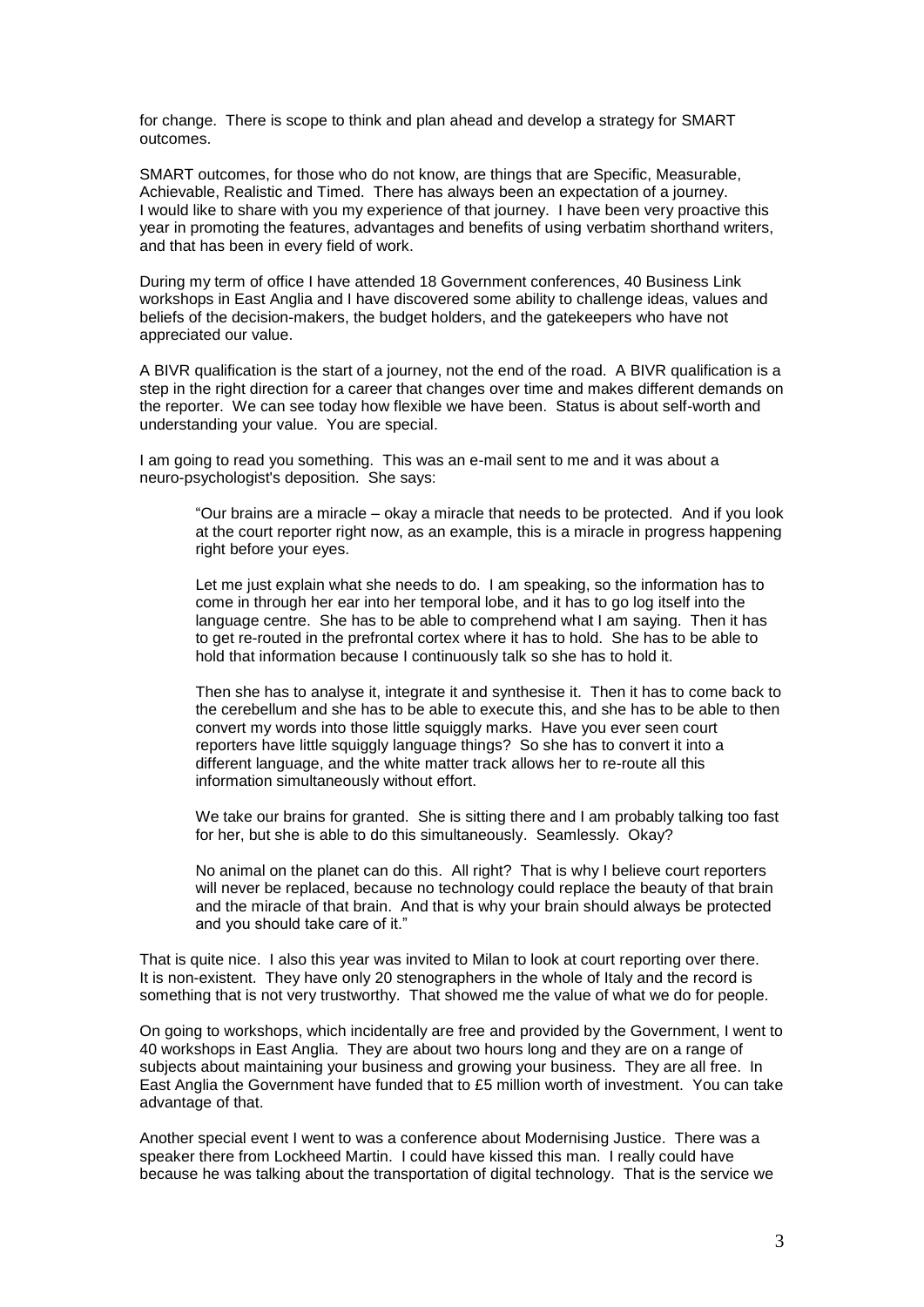for change. There is scope to think and plan ahead and develop a strategy for SMART outcomes.

SMART outcomes, for those who do not know, are things that are Specific, Measurable, Achievable, Realistic and Timed. There has always been an expectation of a journey. I would like to share with you my experience of that journey. I have been very proactive this year in promoting the features, advantages and benefits of using verbatim shorthand writers, and that has been in every field of work.

During my term of office I have attended 18 Government conferences, 40 Business Link workshops in East Anglia and I have discovered some ability to challenge ideas, values and beliefs of the decision-makers, the budget holders, and the gatekeepers who have not appreciated our value.

A BIVR qualification is the start of a journey, not the end of the road. A BIVR qualification is a step in the right direction for a career that changes over time and makes different demands on the reporter. We can see today how flexible we have been. Status is about self-worth and understanding your value. You are special.

I am going to read you something. This was an e-mail sent to me and it was about a neuro-psychologist's deposition. She says:

> "Our brains are a miracle – okay a miracle that needs to be protected. And if you look at the court reporter right now, as an example, this is a miracle in progress happening right before your eyes.
>
> Let me just explain what she needs to do. I am speaking, so the information has to come in through her ear into her temporal lobe, and it has to go log itself into the language centre. She has to be able to comprehend what I am saying. Then it has to get re-routed in the prefrontal cortex where it has to hold. She has to be able to hold that information because I continuously talk so she has to hold it.
>
> Then she has to analyse it, integrate it and synthesise it. Then it has to come back to the cerebellum and she has to be able to execute this, and she has to be able to then convert my words into those little squiggly marks. Have you ever seen court reporters have little squiggly language things? So she has to convert it into a different language, and the white matter track allows her to re-route all this information simultaneously without effort.
>
> We take our brains for granted. She is sitting there and I am probably talking too fast for her, but she is able to do this simultaneously. Seamlessly. Okay?
>
> No animal on the planet can do this. All right? That is why I believe court reporters will never be replaced, because no technology could replace the beauty of that brain and the miracle of that brain. And that is why your brain should always be protected and you should take care of it."

That is quite nice. I also this year was invited to Milan to look at court reporting over there. It is non-existent. They have only 20 stenographers in the whole of Italy and the record is something that is not very trustworthy. That showed me the value of what we do for people.

On going to workshops, which incidentally are free and provided by the Government, I went to 40 workshops in East Anglia. They are about two hours long and they are on a range of subjects about maintaining your business and growing your business. They are all free. In East Anglia the Government have funded that to £5 million worth of investment. You can take advantage of that.

Another special event I went to was a conference about Modernising Justice. There was a speaker there from Lockheed Martin. I could have kissed this man. I really could have because he was talking about the transportation of digital technology. That is the service we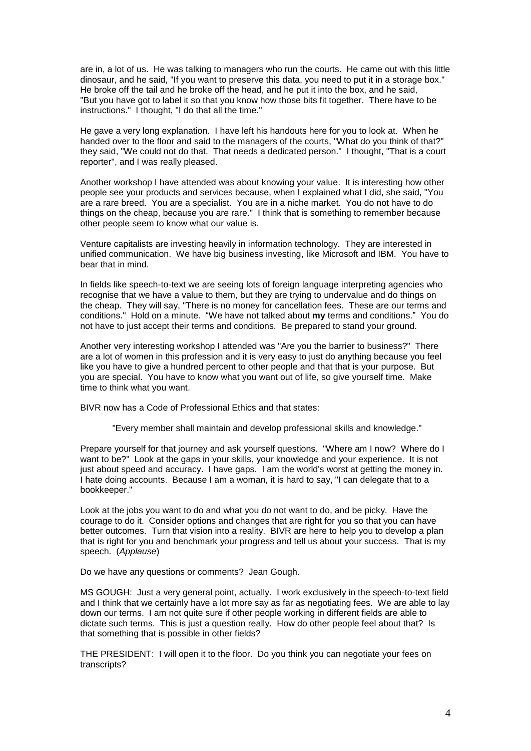are in, a lot of us. He was talking to managers who run the courts. He came out with this little dinosaur, and he said, "If you want to preserve this data, you need to put it in a storage box." He broke off the tail and he broke off the head, and he put it into the box, and he said, "But you have got to label it so that you know how those bits fit together. There have to be instructions." I thought, "I do that all the time."

He gave a very long explanation. I have left his handouts here for you to look at. When he handed over to the floor and said to the managers of the courts, "What do you think of that?" they said, "We could not do that. That needs a dedicated person." I thought, "That is a court reporter", and I was really pleased.

Another workshop I have attended was about knowing your value. It is interesting how other people see your products and services because, when I explained what I did, she said, "You are a rare breed. You are a specialist. You are in a niche market. You do not have to do things on the cheap, because you are rare." I think that is something to remember because other people seem to know what our value is.

Venture capitalists are investing heavily in information technology. They are interested in unified communication. We have big business investing, like Microsoft and IBM. You have to bear that in mind.

In fields like speech-to-text we are seeing lots of foreign language interpreting agencies who recognise that we have a value to them, but they are trying to undervalue and do things on the cheap. They will say, "There is no money for cancellation fees. These are our terms and conditions." Hold on a minute. "We have not talked about **my** terms and conditions." You do not have to just accept their terms and conditions. Be prepared to stand your ground.

Another very interesting workshop I attended was "Are you the barrier to business?" There are a lot of women in this profession and it is very easy to just do anything because you feel like you have to give a hundred percent to other people and that that is your purpose. But you are special. You have to know what you want out of life, so give yourself time. Make time to think what you want.

BIVR now has a Code of Professional Ethics and that states:

> "Every member shall maintain and develop professional skills and knowledge."

Prepare yourself for that journey and ask yourself questions. "Where am I now? Where do I want to be?" Look at the gaps in your skills, your knowledge and your experience. It is not just about speed and accuracy. I have gaps. I am the world's worst at getting the money in. I hate doing accounts. Because I am a woman, it is hard to say, "I can delegate that to a bookkeeper."

Look at the jobs you want to do and what you do not want to do, and be picky. Have the courage to do it. Consider options and changes that are right for you so that you can have better outcomes. Turn that vision into a reality. BIVR are here to help you to develop a plan that is right for you and benchmark your progress and tell us about your success. That is my speech. (*Applause*)

Do we have any questions or comments? Jean Gough.

MS GOUGH: Just a very general point, actually. I work exclusively in the speech-to-text field and I think that we certainly have a lot more say as far as negotiating fees. We are able to lay down our terms. I am not quite sure if other people working in different fields are able to dictate such terms. This is just a question really. How do other people feel about that? Is that something that is possible in other fields?

THE PRESIDENT: I will open it to the floor. Do you think you can negotiate your fees on transcripts?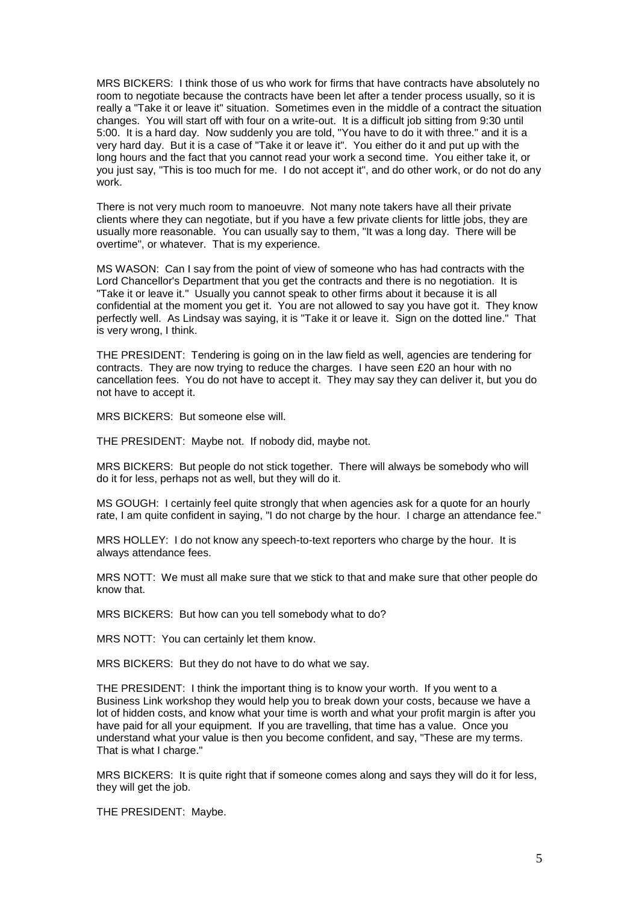MRS BICKERS: I think those of us who work for firms that have contracts have absolutely no room to negotiate because the contracts have been let after a tender process usually, so it is really a "Take it or leave it" situation. Sometimes even in the middle of a contract the situation changes. You will start off with four on a write-out. It is a difficult job sitting from 9:30 until 5:00. It is a hard day. Now suddenly you are told, "You have to do it with three." and it is a very hard day. But it is a case of "Take it or leave it". You either do it and put up with the long hours and the fact that you cannot read your work a second time. You either take it, or you just say, "This is too much for me. I do not accept it", and do other work, or do not do any work.

There is not very much room to manoeuvre. Not many note takers have all their private clients where they can negotiate, but if you have a few private clients for little jobs, they are usually more reasonable. You can usually say to them, "It was a long day. There will be overtime", or whatever. That is my experience.

MS WASON: Can I say from the point of view of someone who has had contracts with the Lord Chancellor's Department that you get the contracts and there is no negotiation. It is "Take it or leave it." Usually you cannot speak to other firms about it because it is all confidential at the moment you get it. You are not allowed to say you have got it. They know perfectly well. As Lindsay was saying, it is "Take it or leave it. Sign on the dotted line." That is very wrong, I think.

THE PRESIDENT: Tendering is going on in the law field as well, agencies are tendering for contracts. They are now trying to reduce the charges. I have seen £20 an hour with no cancellation fees. You do not have to accept it. They may say they can deliver it, but you do not have to accept it.

MRS BICKERS: But someone else will.

THE PRESIDENT: Maybe not. If nobody did, maybe not.

MRS BICKERS: But people do not stick together. There will always be somebody who will do it for less, perhaps not as well, but they will do it.

MS GOUGH: I certainly feel quite strongly that when agencies ask for a quote for an hourly rate, I am quite confident in saying, "I do not charge by the hour. I charge an attendance fee."

MRS HOLLEY: I do not know any speech-to-text reporters who charge by the hour. It is always attendance fees.

MRS NOTT: We must all make sure that we stick to that and make sure that other people do know that.

MRS BICKERS: But how can you tell somebody what to do?

MRS NOTT: You can certainly let them know.

MRS BICKERS: But they do not have to do what we say.

THE PRESIDENT: I think the important thing is to know your worth. If you went to a Business Link workshop they would help you to break down your costs, because we have a lot of hidden costs, and know what your time is worth and what your profit margin is after you have paid for all your equipment. If you are travelling, that time has a value. Once you understand what your value is then you become confident, and say, "These are my terms. That is what I charge."

MRS BICKERS: It is quite right that if someone comes along and says they will do it for less, they will get the job.

THE PRESIDENT: Maybe.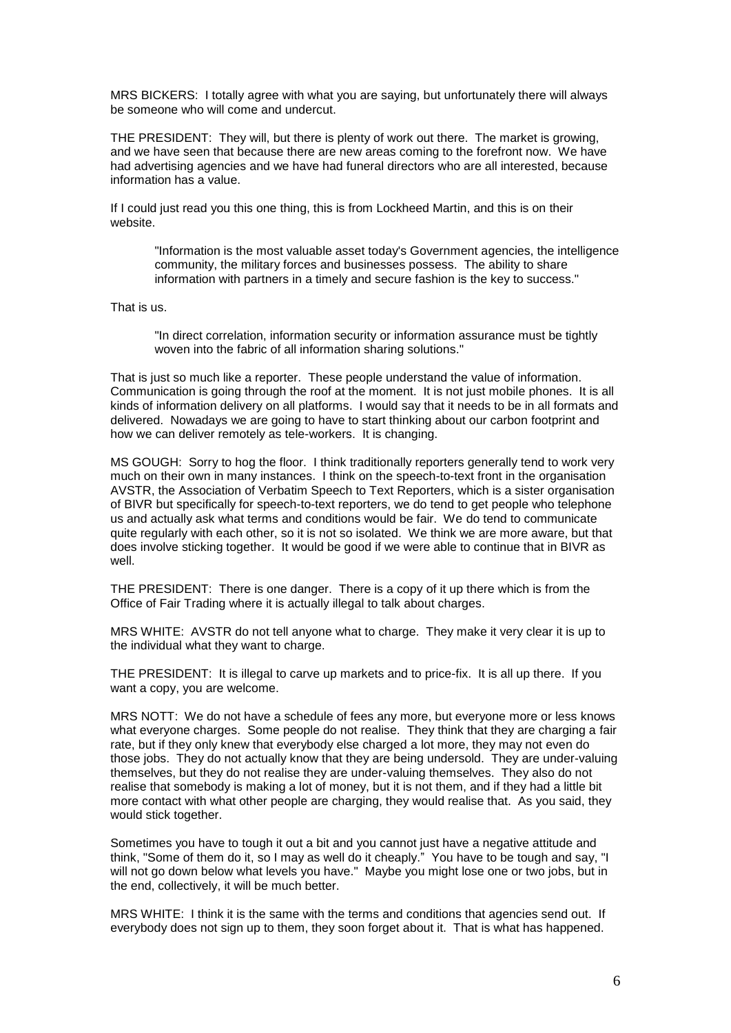MRS BICKERS: I totally agree with what you are saying, but unfortunately there will always be someone who will come and undercut.

THE PRESIDENT: They will, but there is plenty of work out there. The market is growing, and we have seen that because there are new areas coming to the forefront now. We have had advertising agencies and we have had funeral directors who are all interested, because information has a value.

If I could just read you this one thing, this is from Lockheed Martin, and this is on their website.

> "Information is the most valuable asset today's Government agencies, the intelligence community, the military forces and businesses possess. The ability to share information with partners in a timely and secure fashion is the key to success."

That is us.

> "In direct correlation, information security or information assurance must be tightly woven into the fabric of all information sharing solutions."

That is just so much like a reporter. These people understand the value of information. Communication is going through the roof at the moment. It is not just mobile phones. It is all kinds of information delivery on all platforms. I would say that it needs to be in all formats and delivered. Nowadays we are going to have to start thinking about our carbon footprint and how we can deliver remotely as tele-workers. It is changing.

MS GOUGH: Sorry to hog the floor. I think traditionally reporters generally tend to work very much on their own in many instances. I think on the speech-to-text front in the organisation AVSTR, the Association of Verbatim Speech to Text Reporters, which is a sister organisation of BIVR but specifically for speech-to-text reporters, we do tend to get people who telephone us and actually ask what terms and conditions would be fair. We do tend to communicate quite regularly with each other, so it is not so isolated. We think we are more aware, but that does involve sticking together. It would be good if we were able to continue that in BIVR as well.

THE PRESIDENT: There is one danger. There is a copy of it up there which is from the Office of Fair Trading where it is actually illegal to talk about charges.

MRS WHITE: AVSTR do not tell anyone what to charge. They make it very clear it is up to the individual what they want to charge.

THE PRESIDENT: It is illegal to carve up markets and to price-fix. It is all up there. If you want a copy, you are welcome.

MRS NOTT: We do not have a schedule of fees any more, but everyone more or less knows what everyone charges. Some people do not realise. They think that they are charging a fair rate, but if they only knew that everybody else charged a lot more, they may not even do those jobs. They do not actually know that they are being undersold. They are under-valuing themselves, but they do not realise they are under-valuing themselves. They also do not realise that somebody is making a lot of money, but it is not them, and if they had a little bit more contact with what other people are charging, they would realise that. As you said, they would stick together.

Sometimes you have to tough it out a bit and you cannot just have a negative attitude and think, "Some of them do it, so I may as well do it cheaply." You have to be tough and say, "I will not go down below what levels you have." Maybe you might lose one or two jobs, but in the end, collectively, it will be much better.

MRS WHITE: I think it is the same with the terms and conditions that agencies send out. If everybody does not sign up to them, they soon forget about it. That is what has happened.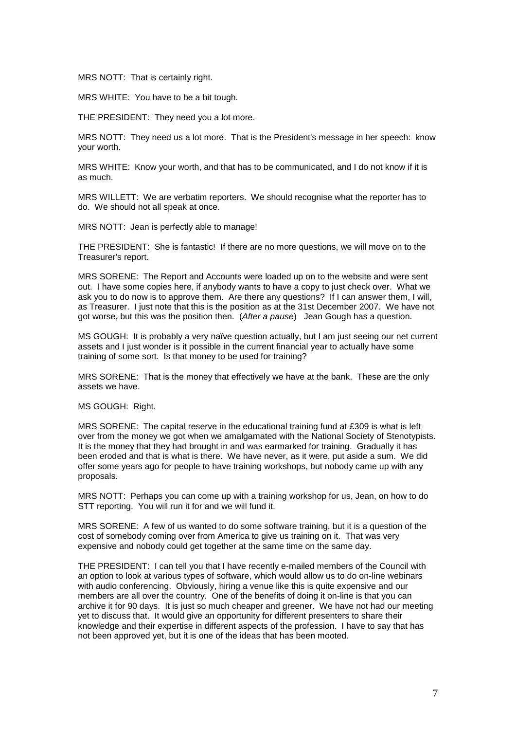MRS NOTT: That is certainly right.

MRS WHITE: You have to be a bit tough.

THE PRESIDENT: They need you a lot more.

MRS NOTT: They need us a lot more. That is the President's message in her speech: know your worth.

MRS WHITE: Know your worth, and that has to be communicated, and I do not know if it is as much.

MRS WILLETT: We are verbatim reporters. We should recognise what the reporter has to do. We should not all speak at once.

MRS NOTT: Jean is perfectly able to manage!

THE PRESIDENT: She is fantastic! If there are no more questions, we will move on to the Treasurer's report.

MRS SORENE: The Report and Accounts were loaded up on to the website and were sent out. I have some copies here, if anybody wants to have a copy to just check over. What we ask you to do now is to approve them. Are there any questions? If I can answer them, I will, as Treasurer. I just note that this is the position as at the 31st December 2007. We have not got worse, but this was the position then. (*After a pause*) Jean Gough has a question.

MS GOUGH: It is probably a very naïve question actually, but I am just seeing our net current assets and I just wonder is it possible in the current financial year to actually have some training of some sort. Is that money to be used for training?

MRS SORENE: That is the money that effectively we have at the bank. These are the only assets we have.

MS GOUGH: Right.

MRS SORENE: The capital reserve in the educational training fund at £309 is what is left over from the money we got when we amalgamated with the National Society of Stenotypists. It is the money that they had brought in and was earmarked for training. Gradually it has been eroded and that is what is there. We have never, as it were, put aside a sum. We did offer some years ago for people to have training workshops, but nobody came up with any proposals.

MRS NOTT: Perhaps you can come up with a training workshop for us, Jean, on how to do STT reporting. You will run it for and we will fund it.

MRS SORENE: A few of us wanted to do some software training, but it is a question of the cost of somebody coming over from America to give us training on it. That was very expensive and nobody could get together at the same time on the same day.

THE PRESIDENT: I can tell you that I have recently e-mailed members of the Council with an option to look at various types of software, which would allow us to do on-line webinars with audio conferencing. Obviously, hiring a venue like this is quite expensive and our members are all over the country. One of the benefits of doing it on-line is that you can archive it for 90 days. It is just so much cheaper and greener. We have not had our meeting yet to discuss that. It would give an opportunity for different presenters to share their knowledge and their expertise in different aspects of the profession. I have to say that has not been approved yet, but it is one of the ideas that has been mooted.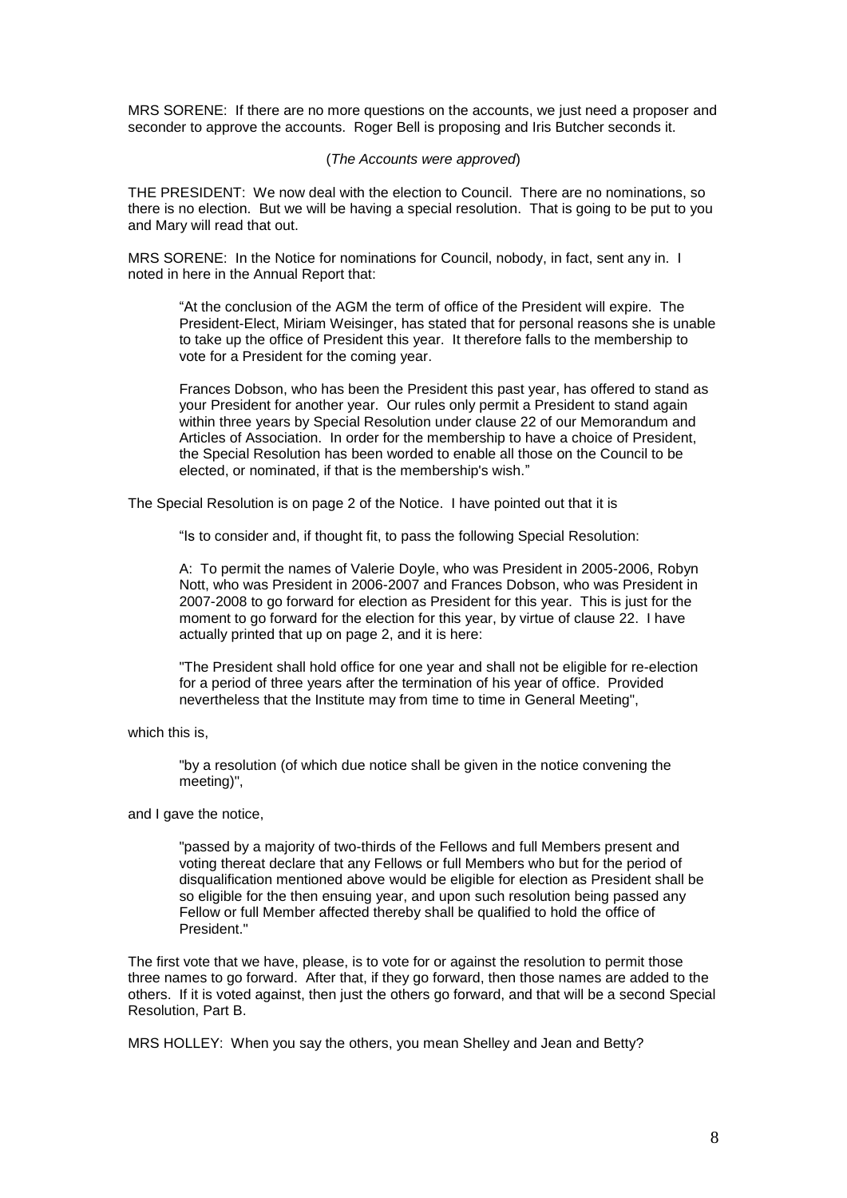MRS SORENE: If there are no more questions on the accounts, we just need a proposer and seconder to approve the accounts. Roger Bell is proposing and Iris Butcher seconds it.

(*The Accounts were approved*)

THE PRESIDENT: We now deal with the election to Council. There are no nominations, so there is no election. But we will be having a special resolution. That is going to be put to you and Mary will read that out.

MRS SORENE: In the Notice for nominations for Council, nobody, in fact, sent any in. I noted in here in the Annual Report that:

> "At the conclusion of the AGM the term of office of the President will expire. The President-Elect, Miriam Weisinger, has stated that for personal reasons she is unable to take up the office of President this year. It therefore falls to the membership to vote for a President for the coming year.
>
> Frances Dobson, who has been the President this past year, has offered to stand as your President for another year. Our rules only permit a President to stand again within three years by Special Resolution under clause 22 of our Memorandum and Articles of Association. In order for the membership to have a choice of President, the Special Resolution has been worded to enable all those on the Council to be elected, or nominated, if that is the membership's wish."

The Special Resolution is on page 2 of the Notice. I have pointed out that it is

> "Is to consider and, if thought fit, to pass the following Special Resolution:
>
> A: To permit the names of Valerie Doyle, who was President in 2005-2006, Robyn Nott, who was President in 2006-2007 and Frances Dobson, who was President in 2007-2008 to go forward for election as President for this year. This is just for the moment to go forward for the election for this year, by virtue of clause 22. I have actually printed that up on page 2, and it is here:
>
> "The President shall hold office for one year and shall not be eligible for re-election for a period of three years after the termination of his year of office. Provided nevertheless that the Institute may from time to time in General Meeting",

which this is,

> "by a resolution (of which due notice shall be given in the notice convening the meeting)",

and I gave the notice,

> "passed by a majority of two-thirds of the Fellows and full Members present and voting thereat declare that any Fellows or full Members who but for the period of disqualification mentioned above would be eligible for election as President shall be so eligible for the then ensuing year, and upon such resolution being passed any Fellow or full Member affected thereby shall be qualified to hold the office of President."

The first vote that we have, please, is to vote for or against the resolution to permit those three names to go forward. After that, if they go forward, then those names are added to the others. If it is voted against, then just the others go forward, and that will be a second Special Resolution, Part B.

MRS HOLLEY: When you say the others, you mean Shelley and Jean and Betty?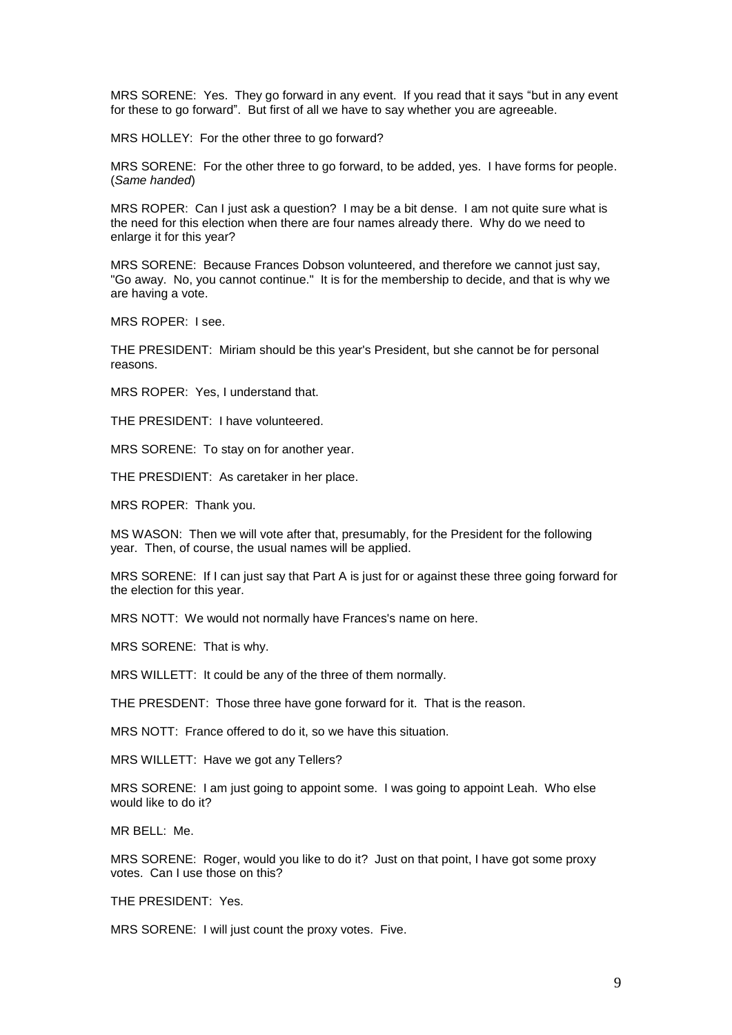MRS SORENE: Yes. They go forward in any event. If you read that it says "but in any event for these to go forward". But first of all we have to say whether you are agreeable.

MRS HOLLEY: For the other three to go forward?

MRS SORENE: For the other three to go forward, to be added, yes. I have forms for people. (*Same handed*)

MRS ROPER: Can I just ask a question? I may be a bit dense. I am not quite sure what is the need for this election when there are four names already there. Why do we need to enlarge it for this year?

MRS SORENE: Because Frances Dobson volunteered, and therefore we cannot just say, "Go away. No, you cannot continue." It is for the membership to decide, and that is why we are having a vote.

MRS ROPER: I see.

THE PRESIDENT: Miriam should be this year's President, but she cannot be for personal reasons.

MRS ROPER: Yes, I understand that.

THE PRESIDENT: I have volunteered.

MRS SORENE: To stay on for another year.

THE PRESDIENT: As caretaker in her place.

MRS ROPER: Thank you.

MS WASON: Then we will vote after that, presumably, for the President for the following year. Then, of course, the usual names will be applied.

MRS SORENE: If I can just say that Part A is just for or against these three going forward for the election for this year.

MRS NOTT: We would not normally have Frances's name on here.

MRS SORENE: That is why.

MRS WILLETT: It could be any of the three of them normally.

THE PRESDENT: Those three have gone forward for it. That is the reason.

MRS NOTT: France offered to do it, so we have this situation.

MRS WILLETT: Have we got any Tellers?

MRS SORENE: I am just going to appoint some. I was going to appoint Leah. Who else would like to do it?

MR BELL: Me.

MRS SORENE: Roger, would you like to do it? Just on that point, I have got some proxy votes. Can I use those on this?

THE PRESIDENT: Yes.

MRS SORENE: I will just count the proxy votes. Five.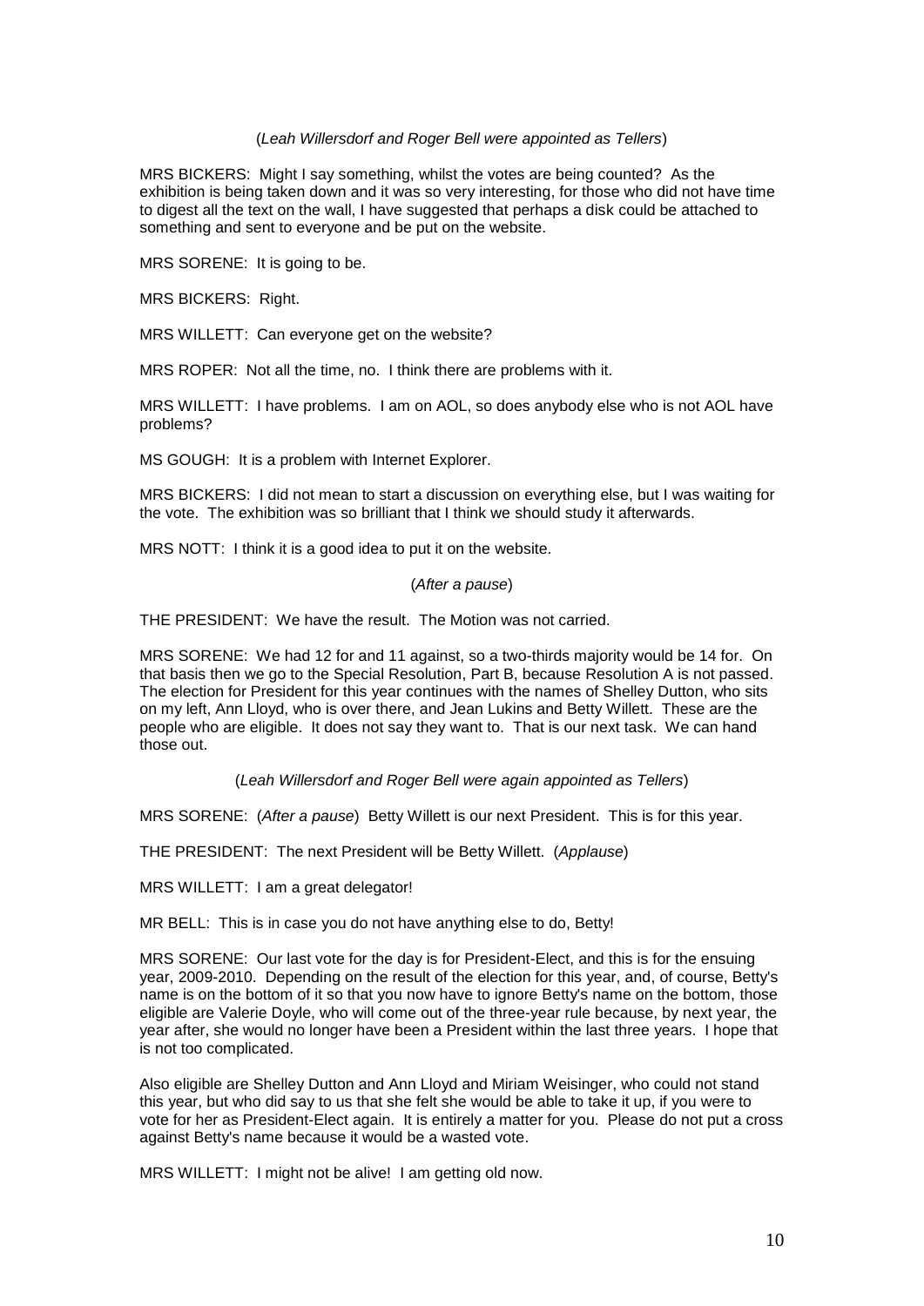(*Leah Willersdorf and Roger Bell were appointed as Tellers*)

MRS BICKERS: Might I say something, whilst the votes are being counted? As the exhibition is being taken down and it was so very interesting, for those who did not have time to digest all the text on the wall, I have suggested that perhaps a disk could be attached to something and sent to everyone and be put on the website.

MRS SORENE: It is going to be.

MRS BICKERS: Right.

MRS WILLETT: Can everyone get on the website?

MRS ROPER: Not all the time, no. I think there are problems with it.

MRS WILLETT: I have problems. I am on AOL, so does anybody else who is not AOL have problems?

MS GOUGH: It is a problem with Internet Explorer.

MRS BICKERS: I did not mean to start a discussion on everything else, but I was waiting for the vote. The exhibition was so brilliant that I think we should study it afterwards.

MRS NOTT: I think it is a good idea to put it on the website.

(*After a pause*)

THE PRESIDENT: We have the result. The Motion was not carried.

MRS SORENE: We had 12 for and 11 against, so a two-thirds majority would be 14 for. On that basis then we go to the Special Resolution, Part B, because Resolution A is not passed. The election for President for this year continues with the names of Shelley Dutton, who sits on my left, Ann Lloyd, who is over there, and Jean Lukins and Betty Willett. These are the people who are eligible. It does not say they want to. That is our next task. We can hand those out.

(*Leah Willersdorf and Roger Bell were again appointed as Tellers*)

MRS SORENE: (*After a pause*) Betty Willett is our next President. This is for this year.

THE PRESIDENT: The next President will be Betty Willett. (*Applause*)

MRS WILLETT: I am a great delegator!

MR BELL: This is in case you do not have anything else to do, Betty!

MRS SORENE: Our last vote for the day is for President-Elect, and this is for the ensuing year, 2009-2010. Depending on the result of the election for this year, and, of course, Betty's name is on the bottom of it so that you now have to ignore Betty's name on the bottom, those eligible are Valerie Doyle, who will come out of the three-year rule because, by next year, the year after, she would no longer have been a President within the last three years. I hope that is not too complicated.

Also eligible are Shelley Dutton and Ann Lloyd and Miriam Weisinger, who could not stand this year, but who did say to us that she felt she would be able to take it up, if you were to vote for her as President-Elect again. It is entirely a matter for you. Please do not put a cross against Betty's name because it would be a wasted vote.

MRS WILLETT: I might not be alive! I am getting old now.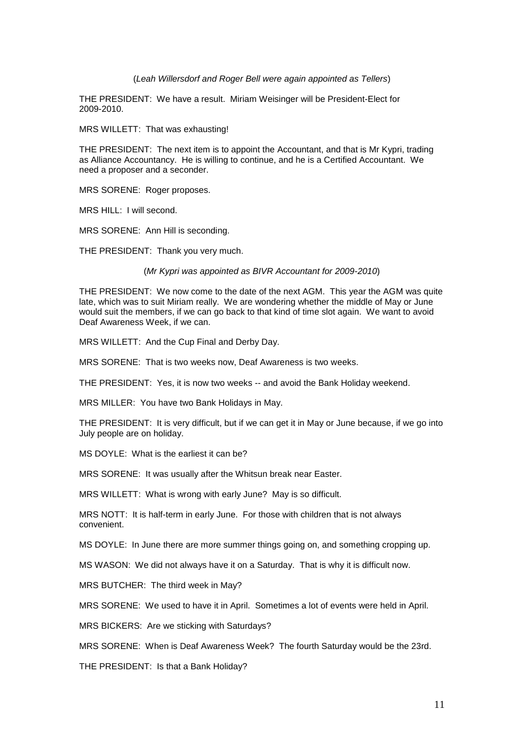(*Leah Willersdorf and Roger Bell were again appointed as Tellers*)

THE PRESIDENT: We have a result. Miriam Weisinger will be President-Elect for 2009-2010.

MRS WILLETT: That was exhausting!

THE PRESIDENT: The next item is to appoint the Accountant, and that is Mr Kypri, trading as Alliance Accountancy. He is willing to continue, and he is a Certified Accountant. We need a proposer and a seconder.

MRS SORENE: Roger proposes.

MRS HILL: I will second.

MRS SORENE: Ann Hill is seconding.

THE PRESIDENT: Thank you very much.

(*Mr Kypri was appointed as BIVR Accountant for 2009-2010*)

THE PRESIDENT: We now come to the date of the next AGM. This year the AGM was quite late, which was to suit Miriam really. We are wondering whether the middle of May or June would suit the members, if we can go back to that kind of time slot again. We want to avoid Deaf Awareness Week, if we can.

MRS WILLETT: And the Cup Final and Derby Day.

MRS SORENE: That is two weeks now, Deaf Awareness is two weeks.

THE PRESIDENT: Yes, it is now two weeks -- and avoid the Bank Holiday weekend.

MRS MILLER: You have two Bank Holidays in May.

THE PRESIDENT: It is very difficult, but if we can get it in May or June because, if we go into July people are on holiday.

MS DOYLE: What is the earliest it can be?

MRS SORENE: It was usually after the Whitsun break near Easter.

MRS WILLETT: What is wrong with early June? May is so difficult.

MRS NOTT: It is half-term in early June. For those with children that is not always convenient.

MS DOYLE: In June there are more summer things going on, and something cropping up.

MS WASON: We did not always have it on a Saturday. That is why it is difficult now.

MRS BUTCHER: The third week in May?

MRS SORENE: We used to have it in April. Sometimes a lot of events were held in April.

MRS BICKERS: Are we sticking with Saturdays?

MRS SORENE: When is Deaf Awareness Week? The fourth Saturday would be the 23rd.

THE PRESIDENT: Is that a Bank Holiday?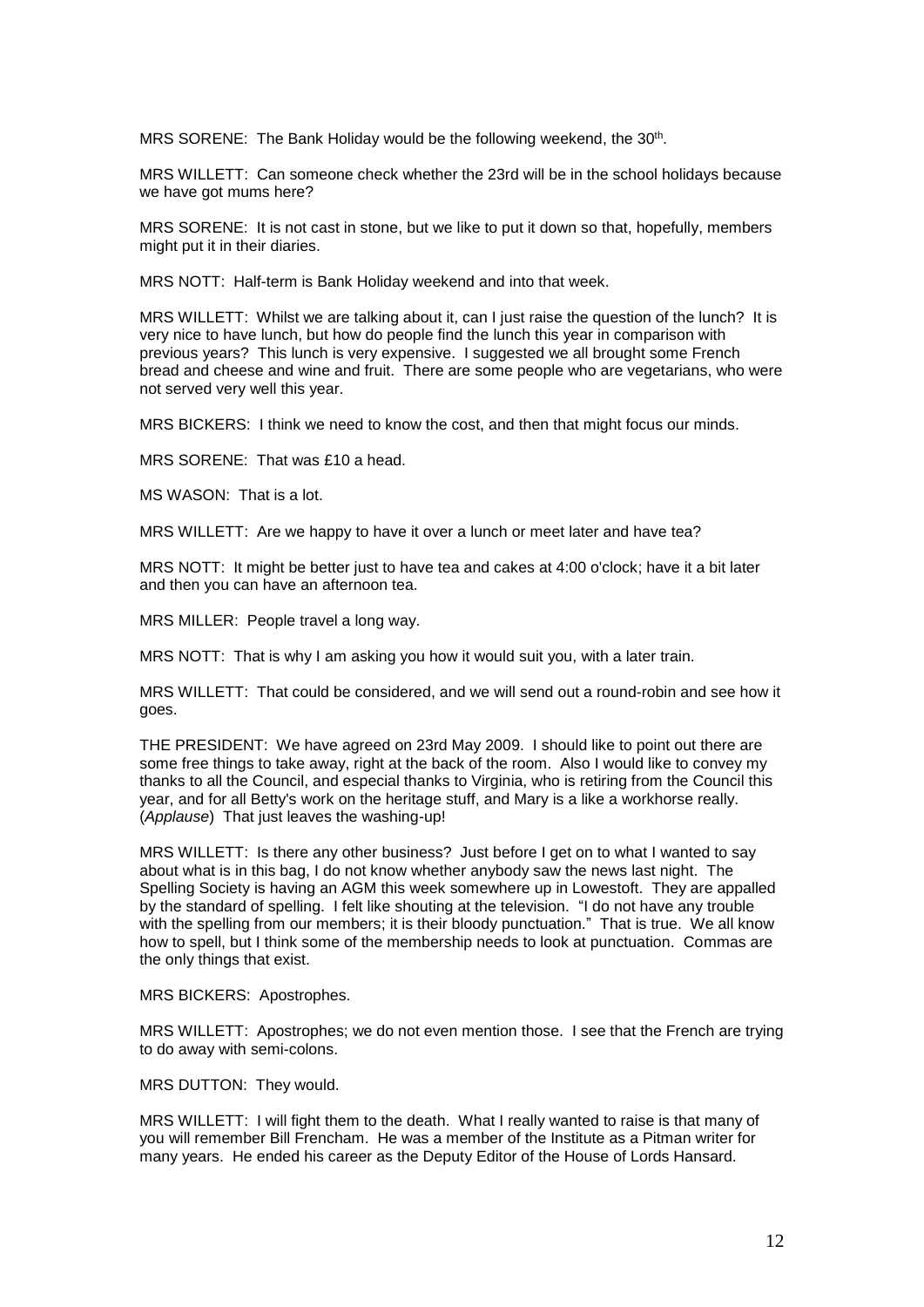MRS SORENE: The Bank Holiday would be the following weekend, the 30th.

MRS WILLETT: Can someone check whether the 23rd will be in the school holidays because we have got mums here?

MRS SORENE: It is not cast in stone, but we like to put it down so that, hopefully, members might put it in their diaries.

MRS NOTT: Half-term is Bank Holiday weekend and into that week.

MRS WILLETT: Whilst we are talking about it, can I just raise the question of the lunch? It is very nice to have lunch, but how do people find the lunch this year in comparison with previous years? This lunch is very expensive. I suggested we all brought some French bread and cheese and wine and fruit. There are some people who are vegetarians, who were not served very well this year.

MRS BICKERS: I think we need to know the cost, and then that might focus our minds.

MRS SORENE: That was £10 a head.

MS WASON: That is a lot.

MRS WILLETT: Are we happy to have it over a lunch or meet later and have tea?

MRS NOTT: It might be better just to have tea and cakes at 4:00 o'clock; have it a bit later and then you can have an afternoon tea.

MRS MILLER: People travel a long way.

MRS NOTT: That is why I am asking you how it would suit you, with a later train.

MRS WILLETT: That could be considered, and we will send out a round-robin and see how it goes.

THE PRESIDENT: We have agreed on 23rd May 2009. I should like to point out there are some free things to take away, right at the back of the room. Also I would like to convey my thanks to all the Council, and especial thanks to Virginia, who is retiring from the Council this year, and for all Betty's work on the heritage stuff, and Mary is a like a workhorse really. (*Applause*) That just leaves the washing-up!

MRS WILLETT: Is there any other business? Just before I get on to what I wanted to say about what is in this bag, I do not know whether anybody saw the news last night. The Spelling Society is having an AGM this week somewhere up in Lowestoft. They are appalled by the standard of spelling. I felt like shouting at the television. "I do not have any trouble with the spelling from our members; it is their bloody punctuation." That is true. We all know how to spell, but I think some of the membership needs to look at punctuation. Commas are the only things that exist.

MRS BICKERS: Apostrophes.

MRS WILLETT: Apostrophes; we do not even mention those. I see that the French are trying to do away with semi-colons.

MRS DUTTON: They would.

MRS WILLETT: I will fight them to the death. What I really wanted to raise is that many of you will remember Bill Frencham. He was a member of the Institute as a Pitman writer for many years. He ended his career as the Deputy Editor of the House of Lords Hansard.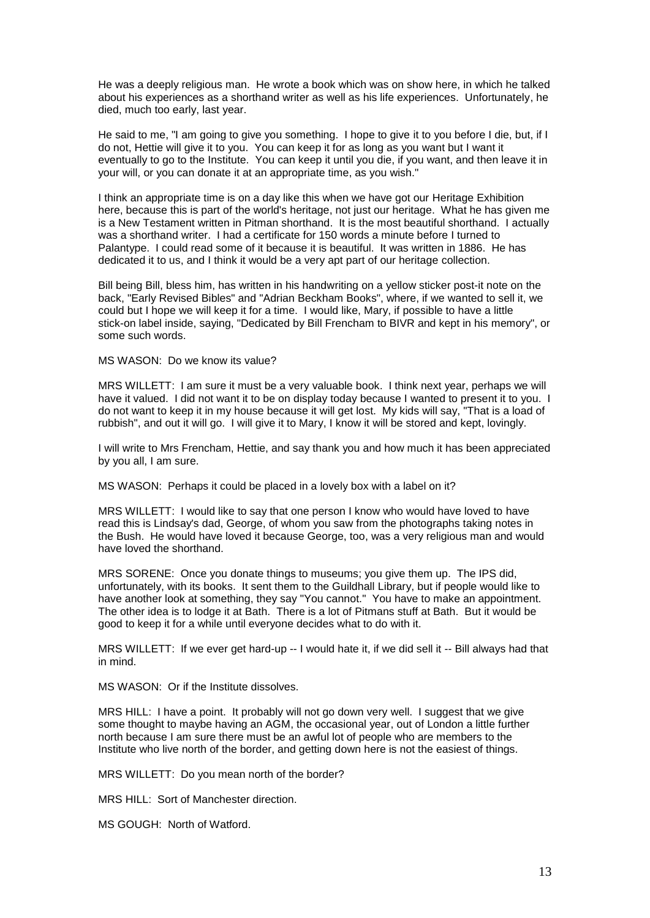He was a deeply religious man. He wrote a book which was on show here, in which he talked about his experiences as a shorthand writer as well as his life experiences. Unfortunately, he died, much too early, last year.

He said to me, "I am going to give you something. I hope to give it to you before I die, but, if I do not, Hettie will give it to you. You can keep it for as long as you want but I want it eventually to go to the Institute. You can keep it until you die, if you want, and then leave it in your will, or you can donate it at an appropriate time, as you wish."

I think an appropriate time is on a day like this when we have got our Heritage Exhibition here, because this is part of the world's heritage, not just our heritage. What he has given me is a New Testament written in Pitman shorthand. It is the most beautiful shorthand. I actually was a shorthand writer. I had a certificate for 150 words a minute before I turned to Palantype. I could read some of it because it is beautiful. It was written in 1886. He has dedicated it to us, and I think it would be a very apt part of our heritage collection.

Bill being Bill, bless him, has written in his handwriting on a yellow sticker post-it note on the back, "Early Revised Bibles" and "Adrian Beckham Books", where, if we wanted to sell it, we could but I hope we will keep it for a time. I would like, Mary, if possible to have a little stick-on label inside, saying, "Dedicated by Bill Frencham to BIVR and kept in his memory", or some such words.

MS WASON: Do we know its value?

MRS WILLETT: I am sure it must be a very valuable book. I think next year, perhaps we will have it valued. I did not want it to be on display today because I wanted to present it to you. I do not want to keep it in my house because it will get lost. My kids will say, "That is a load of rubbish", and out it will go. I will give it to Mary, I know it will be stored and kept, lovingly.

I will write to Mrs Frencham, Hettie, and say thank you and how much it has been appreciated by you all, I am sure.

MS WASON: Perhaps it could be placed in a lovely box with a label on it?

MRS WILLETT: I would like to say that one person I know who would have loved to have read this is Lindsay's dad, George, of whom you saw from the photographs taking notes in the Bush. He would have loved it because George, too, was a very religious man and would have loved the shorthand.

MRS SORENE: Once you donate things to museums; you give them up. The IPS did, unfortunately, with its books. It sent them to the Guildhall Library, but if people would like to have another look at something, they say "You cannot." You have to make an appointment. The other idea is to lodge it at Bath. There is a lot of Pitmans stuff at Bath. But it would be good to keep it for a while until everyone decides what to do with it.

MRS WILLETT: If we ever get hard-up -- I would hate it, if we did sell it -- Bill always had that in mind.

MS WASON: Or if the Institute dissolves.

MRS HILL: I have a point. It probably will not go down very well. I suggest that we give some thought to maybe having an AGM, the occasional year, out of London a little further north because I am sure there must be an awful lot of people who are members to the Institute who live north of the border, and getting down here is not the easiest of things.

MRS WILLETT: Do you mean north of the border?

MRS HILL: Sort of Manchester direction.

MS GOUGH: North of Watford.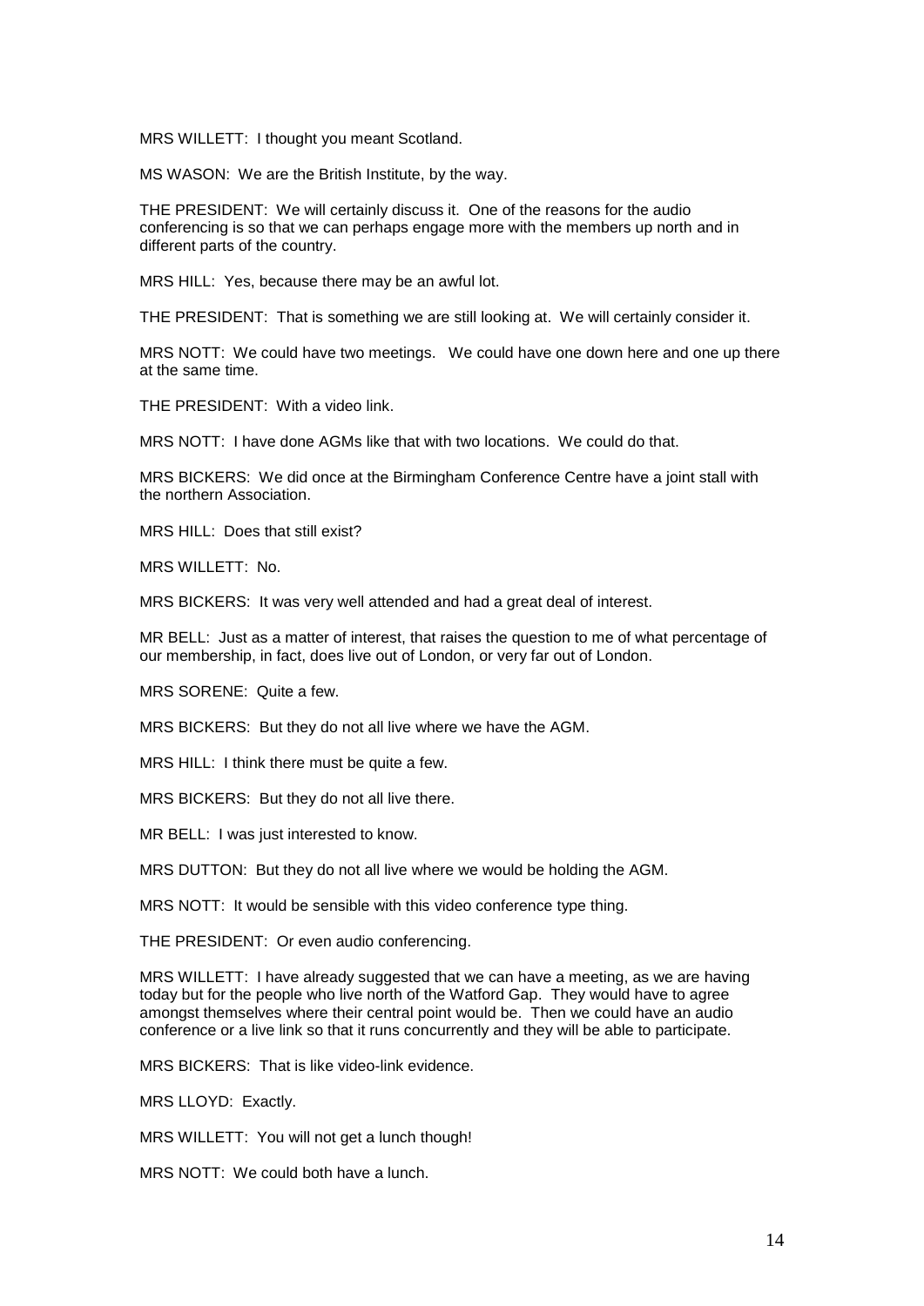MRS WILLETT: I thought you meant Scotland.

MS WASON: We are the British Institute, by the way.

THE PRESIDENT: We will certainly discuss it. One of the reasons for the audio conferencing is so that we can perhaps engage more with the members up north and in different parts of the country.

MRS HILL: Yes, because there may be an awful lot.

THE PRESIDENT: That is something we are still looking at. We will certainly consider it.

MRS NOTT: We could have two meetings. We could have one down here and one up there at the same time.

THE PRESIDENT: With a video link.

MRS NOTT: I have done AGMs like that with two locations. We could do that.

MRS BICKERS: We did once at the Birmingham Conference Centre have a joint stall with the northern Association.

MRS HILL: Does that still exist?

MRS WILLETT: No.

MRS BICKERS: It was very well attended and had a great deal of interest.

MR BELL: Just as a matter of interest, that raises the question to me of what percentage of our membership, in fact, does live out of London, or very far out of London.

MRS SORENE: Quite a few.

MRS BICKERS: But they do not all live where we have the AGM.

MRS HILL: I think there must be quite a few.

MRS BICKERS: But they do not all live there.

MR BELL: I was just interested to know.

MRS DUTTON: But they do not all live where we would be holding the AGM.

MRS NOTT: It would be sensible with this video conference type thing.

THE PRESIDENT: Or even audio conferencing.

MRS WILLETT: I have already suggested that we can have a meeting, as we are having today but for the people who live north of the Watford Gap. They would have to agree amongst themselves where their central point would be. Then we could have an audio conference or a live link so that it runs concurrently and they will be able to participate.

MRS BICKERS: That is like video-link evidence.

MRS LLOYD: Exactly.

MRS WILLETT: You will not get a lunch though!

MRS NOTT: We could both have a lunch.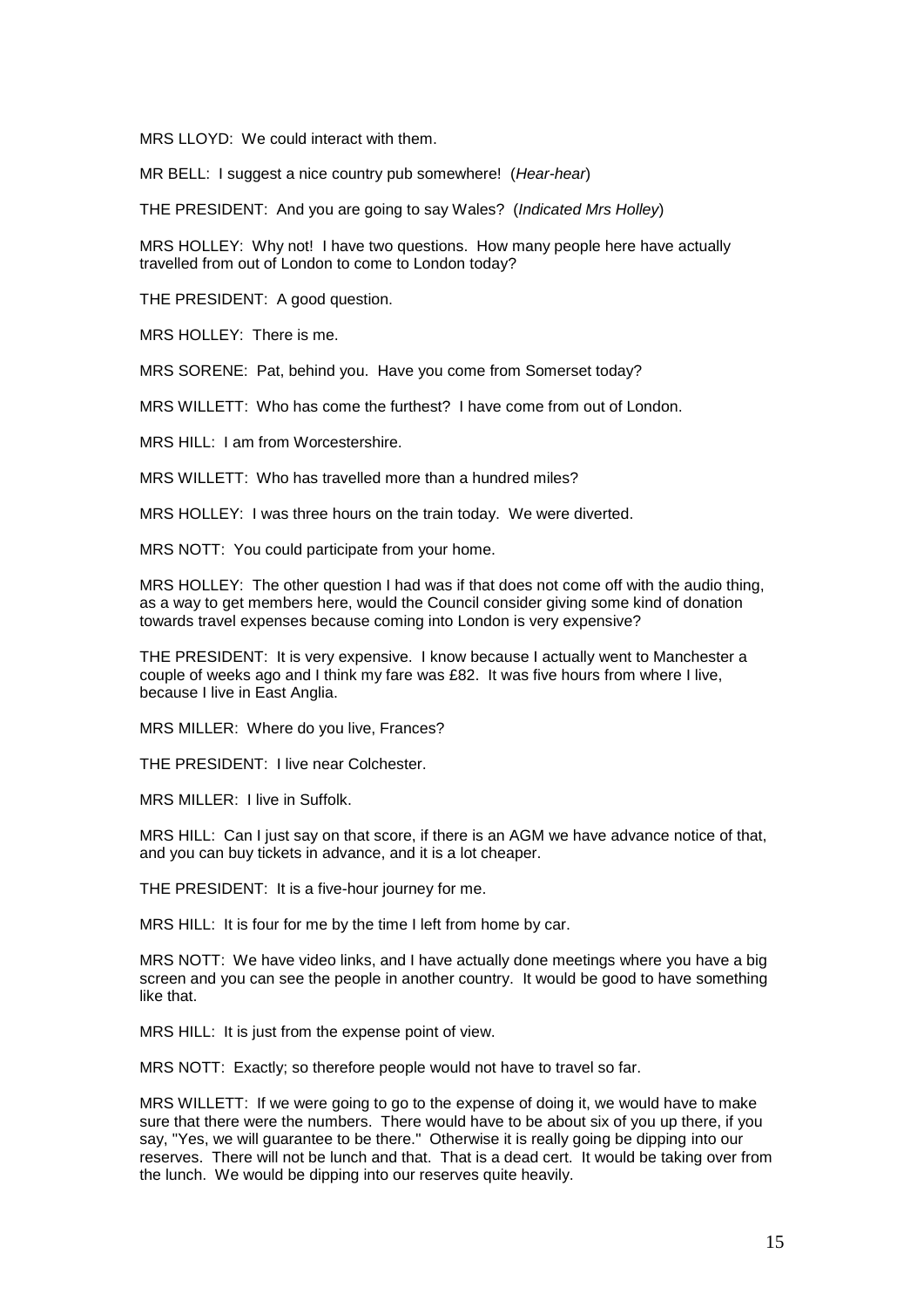MRS LLOYD: We could interact with them.

MR BELL: I suggest a nice country pub somewhere! (*Hear-hear*)

THE PRESIDENT: And you are going to say Wales? (*Indicated Mrs Holley*)

MRS HOLLEY: Why not! I have two questions. How many people here have actually travelled from out of London to come to London today?

THE PRESIDENT: A good question.

MRS HOLLEY: There is me.

MRS SORENE: Pat, behind you. Have you come from Somerset today?

MRS WILLETT: Who has come the furthest? I have come from out of London.

MRS HILL: I am from Worcestershire.

MRS WILLETT: Who has travelled more than a hundred miles?

MRS HOLLEY: I was three hours on the train today. We were diverted.

MRS NOTT: You could participate from your home.

MRS HOLLEY: The other question I had was if that does not come off with the audio thing, as a way to get members here, would the Council consider giving some kind of donation towards travel expenses because coming into London is very expensive?

THE PRESIDENT: It is very expensive. I know because I actually went to Manchester a couple of weeks ago and I think my fare was £82. It was five hours from where I live, because I live in East Anglia.

MRS MILLER: Where do you live, Frances?

THE PRESIDENT: I live near Colchester.

MRS MILLER: I live in Suffolk.

MRS HILL: Can I just say on that score, if there is an AGM we have advance notice of that, and you can buy tickets in advance, and it is a lot cheaper.

THE PRESIDENT: It is a five-hour journey for me.

MRS HILL: It is four for me by the time I left from home by car.

MRS NOTT: We have video links, and I have actually done meetings where you have a big screen and you can see the people in another country. It would be good to have something like that.

MRS HILL: It is just from the expense point of view.

MRS NOTT: Exactly; so therefore people would not have to travel so far.

MRS WILLETT: If we were going to go to the expense of doing it, we would have to make sure that there were the numbers. There would have to be about six of you up there, if you say, "Yes, we will guarantee to be there." Otherwise it is really going be dipping into our reserves. There will not be lunch and that. That is a dead cert. It would be taking over from the lunch. We would be dipping into our reserves quite heavily.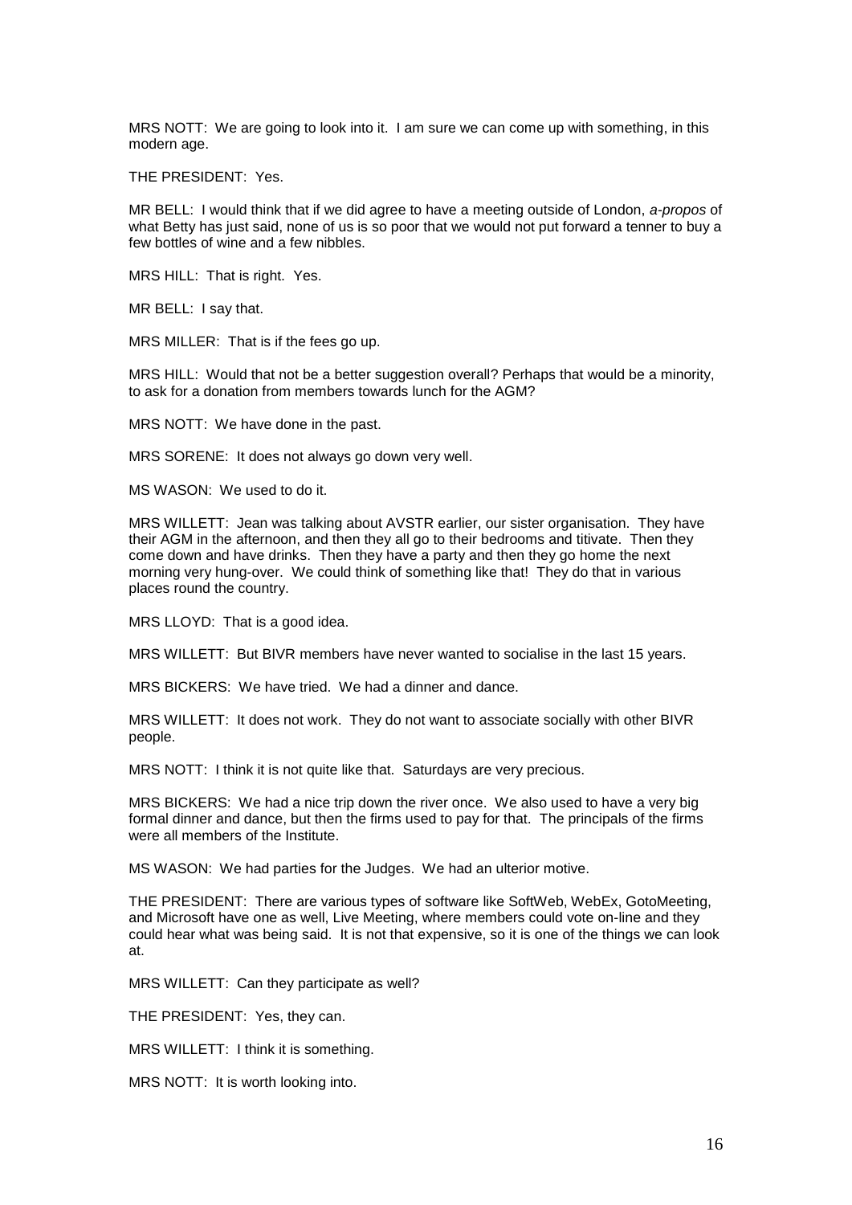MRS NOTT: We are going to look into it. I am sure we can come up with something, in this modern age.

THE PRESIDENT: Yes.

MR BELL: I would think that if we did agree to have a meeting outside of London, *a-propos* of what Betty has just said, none of us is so poor that we would not put forward a tenner to buy a few bottles of wine and a few nibbles.

MRS HILL: That is right. Yes.

MR BELL: I say that.

MRS MILLER: That is if the fees go up.

MRS HILL: Would that not be a better suggestion overall? Perhaps that would be a minority, to ask for a donation from members towards lunch for the AGM?

MRS NOTT: We have done in the past.

MRS SORENE: It does not always go down very well.

MS WASON: We used to do it.

MRS WILLETT: Jean was talking about AVSTR earlier, our sister organisation. They have their AGM in the afternoon, and then they all go to their bedrooms and titivate. Then they come down and have drinks. Then they have a party and then they go home the next morning very hung-over. We could think of something like that! They do that in various places round the country.

MRS LLOYD: That is a good idea.

MRS WILLETT: But BIVR members have never wanted to socialise in the last 15 years.

MRS BICKERS: We have tried. We had a dinner and dance.

MRS WILLETT: It does not work. They do not want to associate socially with other BIVR people.

MRS NOTT: I think it is not quite like that. Saturdays are very precious.

MRS BICKERS: We had a nice trip down the river once. We also used to have a very big formal dinner and dance, but then the firms used to pay for that. The principals of the firms were all members of the Institute.

MS WASON: We had parties for the Judges. We had an ulterior motive.

THE PRESIDENT: There are various types of software like SoftWeb, WebEx, GotoMeeting, and Microsoft have one as well, Live Meeting, where members could vote on-line and they could hear what was being said. It is not that expensive, so it is one of the things we can look at.

MRS WILLETT: Can they participate as well?

THE PRESIDENT: Yes, they can.

MRS WILLETT: I think it is something.

MRS NOTT: It is worth looking into.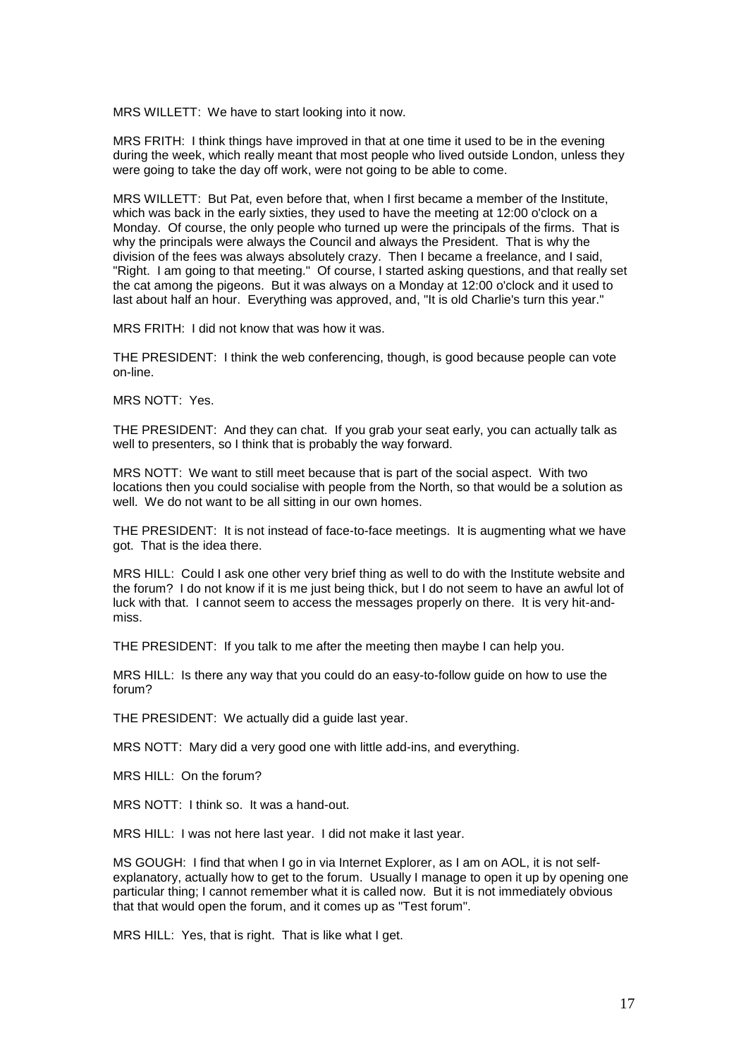MRS WILLETT: We have to start looking into it now.

MRS FRITH: I think things have improved in that at one time it used to be in the evening during the week, which really meant that most people who lived outside London, unless they were going to take the day off work, were not going to be able to come.

MRS WILLETT: But Pat, even before that, when I first became a member of the Institute, which was back in the early sixties, they used to have the meeting at 12:00 o'clock on a Monday. Of course, the only people who turned up were the principals of the firms. That is why the principals were always the Council and always the President. That is why the division of the fees was always absolutely crazy. Then I became a freelance, and I said, "Right. I am going to that meeting." Of course, I started asking questions, and that really set the cat among the pigeons. But it was always on a Monday at 12:00 o'clock and it used to last about half an hour. Everything was approved, and, "It is old Charlie's turn this year."

MRS FRITH: I did not know that was how it was.

THE PRESIDENT: I think the web conferencing, though, is good because people can vote on-line.

MRS NOTT: Yes.

THE PRESIDENT: And they can chat. If you grab your seat early, you can actually talk as well to presenters, so I think that is probably the way forward.

MRS NOTT: We want to still meet because that is part of the social aspect. With two locations then you could socialise with people from the North, so that would be a solution as well. We do not want to be all sitting in our own homes.

THE PRESIDENT: It is not instead of face-to-face meetings. It is augmenting what we have got. That is the idea there.

MRS HILL: Could I ask one other very brief thing as well to do with the Institute website and the forum? I do not know if it is me just being thick, but I do not seem to have an awful lot of luck with that. I cannot seem to access the messages properly on there. It is very hit-and-miss.

THE PRESIDENT: If you talk to me after the meeting then maybe I can help you.

MRS HILL: Is there any way that you could do an easy-to-follow guide on how to use the forum?

THE PRESIDENT: We actually did a guide last year.

MRS NOTT: Mary did a very good one with little add-ins, and everything.

MRS HILL: On the forum?

MRS NOTT: I think so. It was a hand-out.

MRS HILL: I was not here last year. I did not make it last year.

MS GOUGH: I find that when I go in via Internet Explorer, as I am on AOL, it is not self-explanatory, actually how to get to the forum. Usually I manage to open it up by opening one particular thing; I cannot remember what it is called now. But it is not immediately obvious that that would open the forum, and it comes up as "Test forum".

MRS HILL: Yes, that is right. That is like what I get.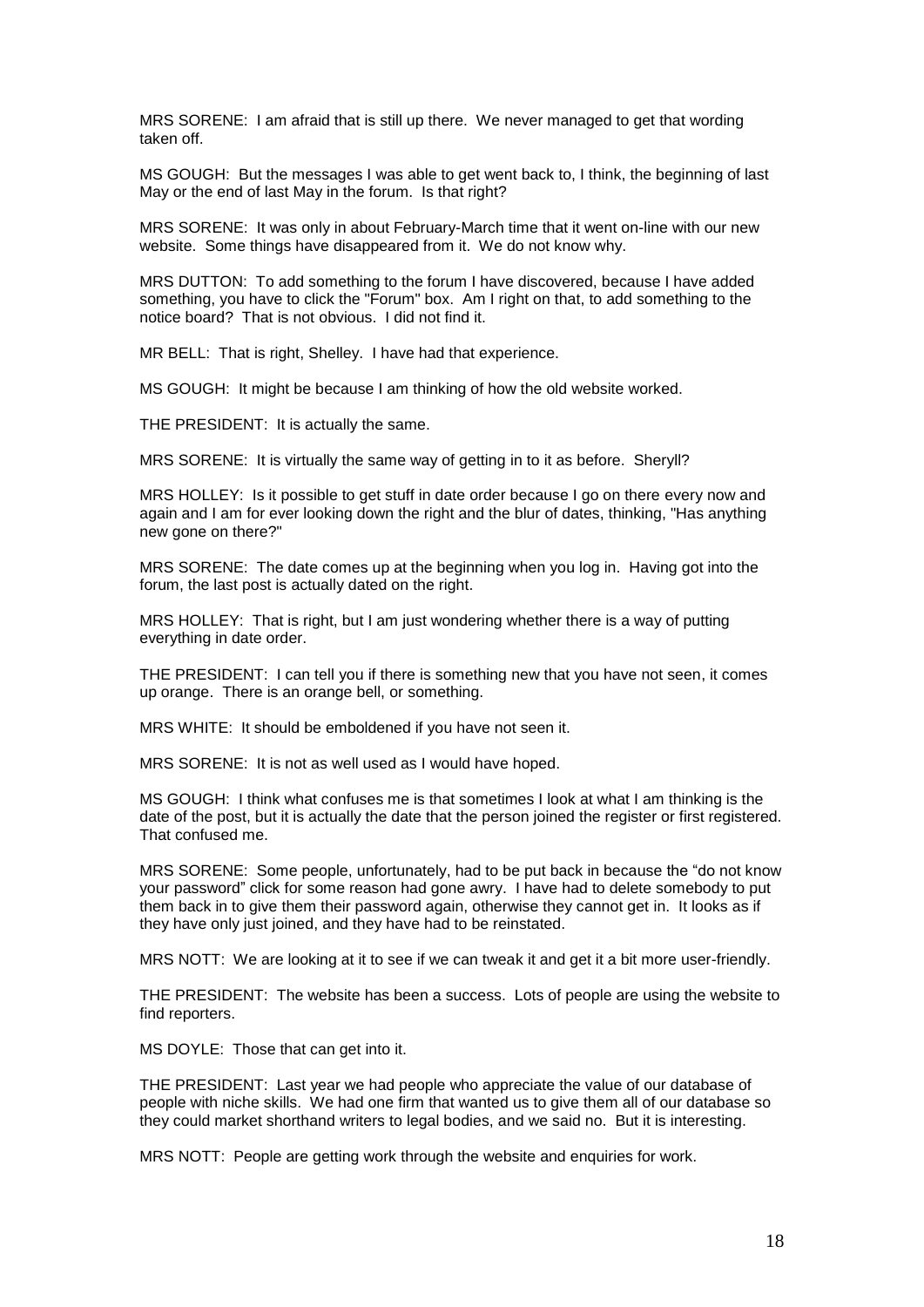MRS SORENE: I am afraid that is still up there. We never managed to get that wording taken off.

MS GOUGH: But the messages I was able to get went back to, I think, the beginning of last May or the end of last May in the forum. Is that right?

MRS SORENE: It was only in about February-March time that it went on-line with our new website. Some things have disappeared from it. We do not know why.

MRS DUTTON: To add something to the forum I have discovered, because I have added something, you have to click the "Forum" box. Am I right on that, to add something to the notice board? That is not obvious. I did not find it.

MR BELL: That is right, Shelley. I have had that experience.

MS GOUGH: It might be because I am thinking of how the old website worked.

THE PRESIDENT: It is actually the same.

MRS SORENE: It is virtually the same way of getting in to it as before. Sheryll?

MRS HOLLEY: Is it possible to get stuff in date order because I go on there every now and again and I am for ever looking down the right and the blur of dates, thinking, "Has anything new gone on there?"

MRS SORENE: The date comes up at the beginning when you log in. Having got into the forum, the last post is actually dated on the right.

MRS HOLLEY: That is right, but I am just wondering whether there is a way of putting everything in date order.

THE PRESIDENT: I can tell you if there is something new that you have not seen, it comes up orange. There is an orange bell, or something.

MRS WHITE: It should be emboldened if you have not seen it.

MRS SORENE: It is not as well used as I would have hoped.

MS GOUGH: I think what confuses me is that sometimes I look at what I am thinking is the date of the post, but it is actually the date that the person joined the register or first registered. That confused me.

MRS SORENE: Some people, unfortunately, had to be put back in because the "do not know your password" click for some reason had gone awry. I have had to delete somebody to put them back in to give them their password again, otherwise they cannot get in. It looks as if they have only just joined, and they have had to be reinstated.

MRS NOTT: We are looking at it to see if we can tweak it and get it a bit more user-friendly.

THE PRESIDENT: The website has been a success. Lots of people are using the website to find reporters.

MS DOYLE: Those that can get into it.

THE PRESIDENT: Last year we had people who appreciate the value of our database of people with niche skills. We had one firm that wanted us to give them all of our database so they could market shorthand writers to legal bodies, and we said no. But it is interesting.

MRS NOTT: People are getting work through the website and enquiries for work.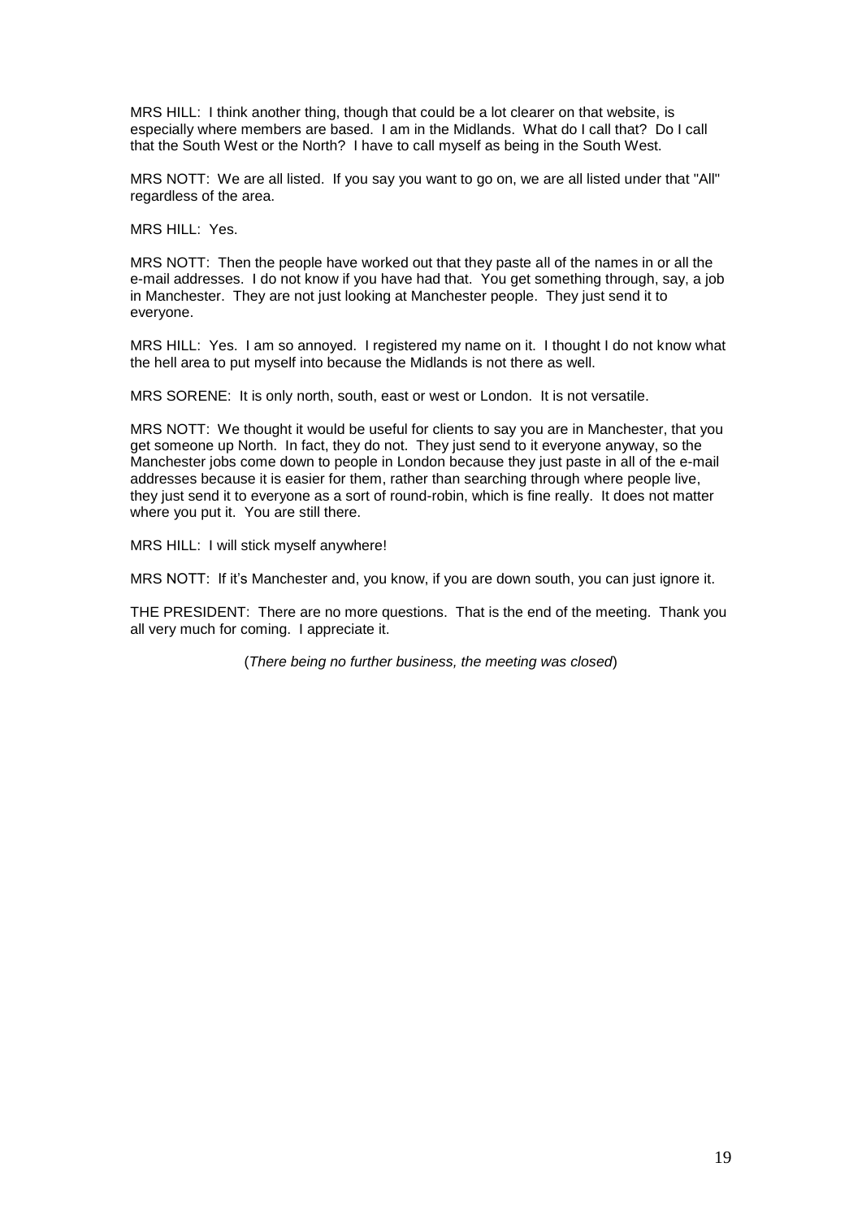MRS HILL: I think another thing, though that could be a lot clearer on that website, is especially where members are based. I am in the Midlands. What do I call that? Do I call that the South West or the North? I have to call myself as being in the South West.

MRS NOTT: We are all listed. If you say you want to go on, we are all listed under that "All" regardless of the area.

MRS HILL: Yes.

MRS NOTT: Then the people have worked out that they paste all of the names in or all the e-mail addresses. I do not know if you have had that. You get something through, say, a job in Manchester. They are not just looking at Manchester people. They just send it to everyone.

MRS HILL: Yes. I am so annoyed. I registered my name on it. I thought I do not know what the hell area to put myself into because the Midlands is not there as well.

MRS SORENE: It is only north, south, east or west or London. It is not versatile.

MRS NOTT: We thought it would be useful for clients to say you are in Manchester, that you get someone up North. In fact, they do not. They just send to it everyone anyway, so the Manchester jobs come down to people in London because they just paste in all of the e-mail addresses because it is easier for them, rather than searching through where people live, they just send it to everyone as a sort of round-robin, which is fine really. It does not matter where you put it. You are still there.

MRS HILL: I will stick myself anywhere!

MRS NOTT: If it's Manchester and, you know, if you are down south, you can just ignore it.

THE PRESIDENT: There are no more questions. That is the end of the meeting. Thank you all very much for coming. I appreciate it.

(*There being no further business, the meeting was closed*)